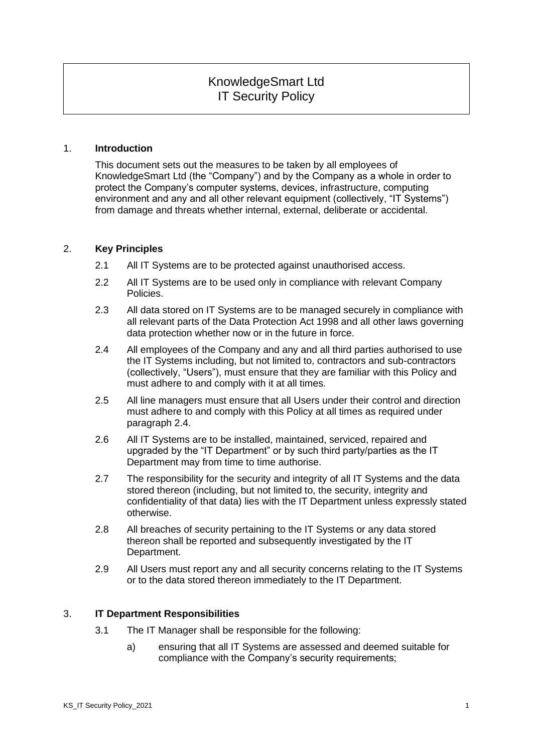# KnowledgeSmart Ltd
# IT Security Policy

## 1. **Introduction**

This document sets out the measures to be taken by all employees of KnowledgeSmart Ltd (the "Company") and by the Company as a whole in order to protect the Company's computer systems, devices, infrastructure, computing environment and any and all other relevant equipment (collectively, "IT Systems") from damage and threats whether internal, external, deliberate or accidental.

## 2. **Key Principles**

2.1 All IT Systems are to be protected against unauthorised access.

2.2 All IT Systems are to be used only in compliance with relevant Company Policies.

2.3 All data stored on IT Systems are to be managed securely in compliance with all relevant parts of the Data Protection Act 1998 and all other laws governing data protection whether now or in the future in force.

2.4 All employees of the Company and any and all third parties authorised to use the IT Systems including, but not limited to, contractors and sub-contractors (collectively, "Users"), must ensure that they are familiar with this Policy and must adhere to and comply with it at all times.

2.5 All line managers must ensure that all Users under their control and direction must adhere to and comply with this Policy at all times as required under paragraph 2.4.

2.6 All IT Systems are to be installed, maintained, serviced, repaired and upgraded by the "IT Department" or by such third party/parties as the IT Department may from time to time authorise.

2.7 The responsibility for the security and integrity of all IT Systems and the data stored thereon (including, but not limited to, the security, integrity and confidentiality of that data) lies with the IT Department unless expressly stated otherwise.

2.8 All breaches of security pertaining to the IT Systems or any data stored thereon shall be reported and subsequently investigated by the IT Department.

2.9 All Users must report any and all security concerns relating to the IT Systems or to the data stored thereon immediately to the IT Department.

## 3. **IT Department Responsibilities**

3.1 The IT Manager shall be responsible for the following:

a) ensuring that all IT Systems are assessed and deemed suitable for compliance with the Company's security requirements;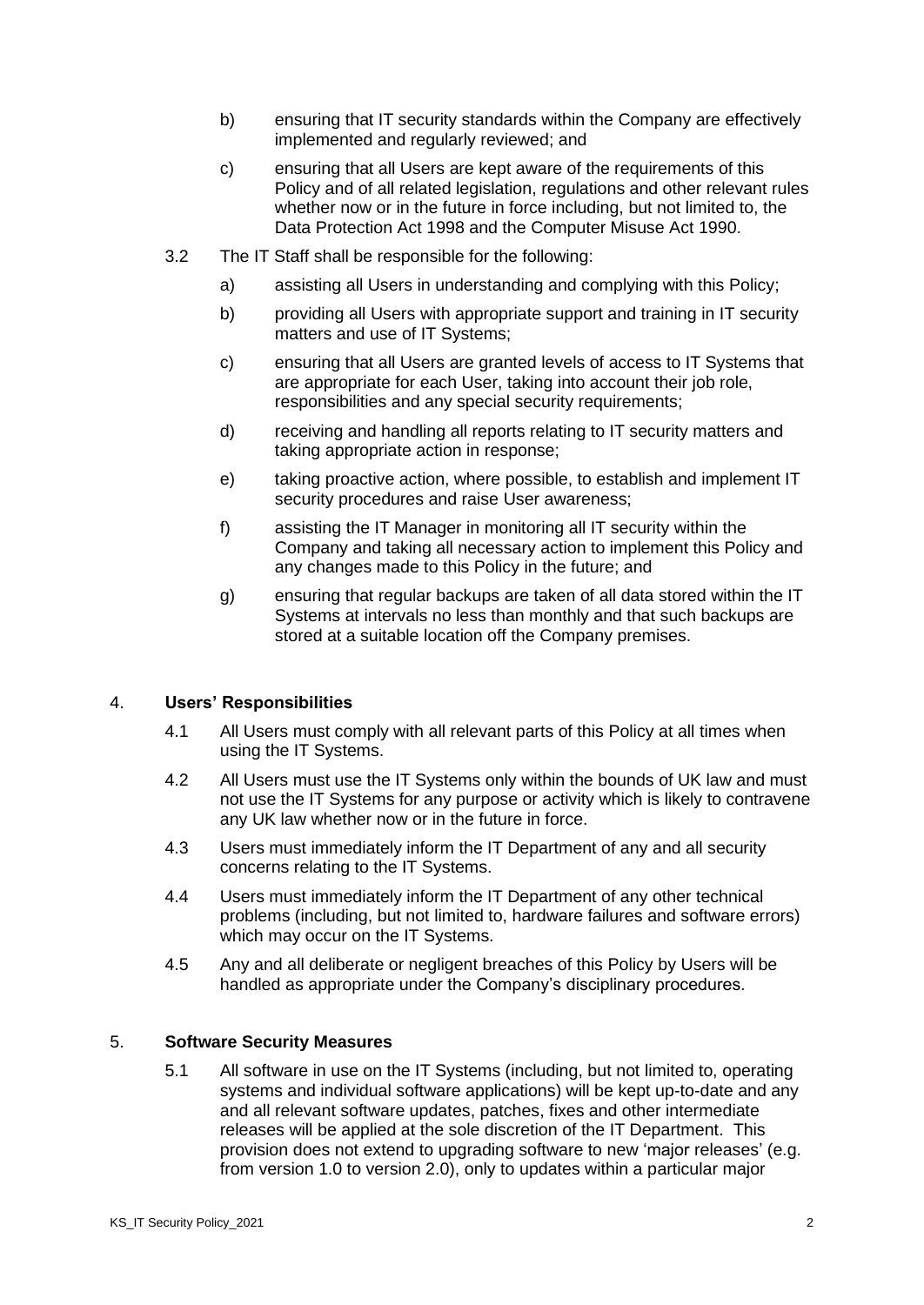b) ensuring that IT security standards within the Company are effectively implemented and regularly reviewed; and

c) ensuring that all Users are kept aware of the requirements of this Policy and of all related legislation, regulations and other relevant rules whether now or in the future in force including, but not limited to, the Data Protection Act 1998 and the Computer Misuse Act 1990.

3.2 The IT Staff shall be responsible for the following:

a) assisting all Users in understanding and complying with this Policy;

b) providing all Users with appropriate support and training in IT security matters and use of IT Systems;

c) ensuring that all Users are granted levels of access to IT Systems that are appropriate for each User, taking into account their job role, responsibilities and any special security requirements;

d) receiving and handling all reports relating to IT security matters and taking appropriate action in response;

e) taking proactive action, where possible, to establish and implement IT security procedures and raise User awareness;

f) assisting the IT Manager in monitoring all IT security within the Company and taking all necessary action to implement this Policy and any changes made to this Policy in the future; and

g) ensuring that regular backups are taken of all data stored within the IT Systems at intervals no less than monthly and that such backups are stored at a suitable location off the Company premises.

## 4. Users' Responsibilities

4.1 All Users must comply with all relevant parts of this Policy at all times when using the IT Systems.

4.2 All Users must use the IT Systems only within the bounds of UK law and must not use the IT Systems for any purpose or activity which is likely to contravene any UK law whether now or in the future in force.

4.3 Users must immediately inform the IT Department of any and all security concerns relating to the IT Systems.

4.4 Users must immediately inform the IT Department of any other technical problems (including, but not limited to, hardware failures and software errors) which may occur on the IT Systems.

4.5 Any and all deliberate or negligent breaches of this Policy by Users will be handled as appropriate under the Company's disciplinary procedures.

## 5. Software Security Measures

5.1 All software in use on the IT Systems (including, but not limited to, operating systems and individual software applications) will be kept up-to-date and any and all relevant software updates, patches, fixes and other intermediate releases will be applied at the sole discretion of the IT Department. This provision does not extend to upgrading software to new 'major releases' (e.g. from version 1.0 to version 2.0), only to updates within a particular major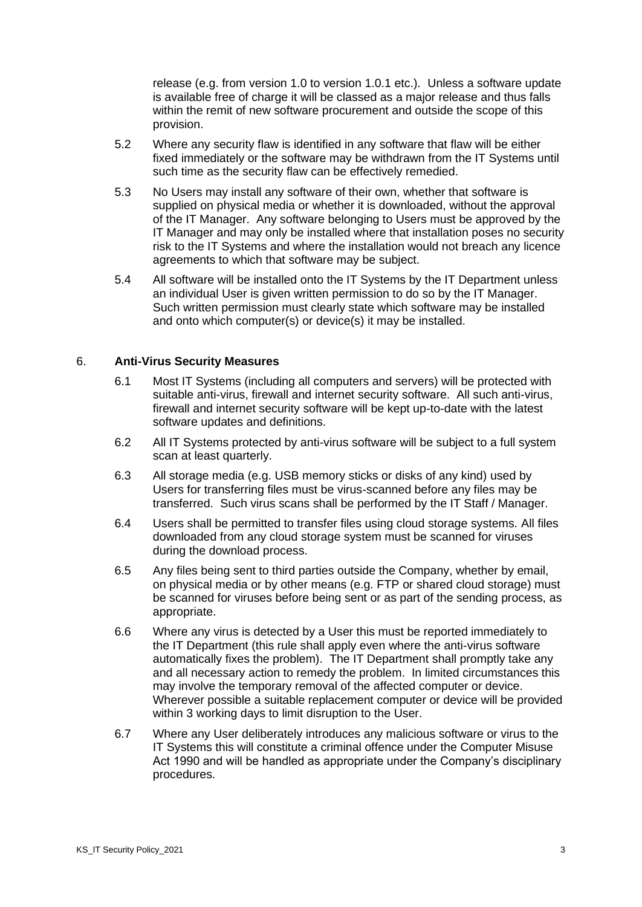release (e.g. from version 1.0 to version 1.0.1 etc.). Unless a software update is available free of charge it will be classed as a major release and thus falls within the remit of new software procurement and outside the scope of this provision.

5.2 Where any security flaw is identified in any software that flaw will be either fixed immediately or the software may be withdrawn from the IT Systems until such time as the security flaw can be effectively remedied.

5.3 No Users may install any software of their own, whether that software is supplied on physical media or whether it is downloaded, without the approval of the IT Manager. Any software belonging to Users must be approved by the IT Manager and may only be installed where that installation poses no security risk to the IT Systems and where the installation would not breach any licence agreements to which that software may be subject.

5.4 All software will be installed onto the IT Systems by the IT Department unless an individual User is given written permission to do so by the IT Manager. Such written permission must clearly state which software may be installed and onto which computer(s) or device(s) it may be installed.

## 6. Anti-Virus Security Measures

6.1 Most IT Systems (including all computers and servers) will be protected with suitable anti-virus, firewall and internet security software. All such anti-virus, firewall and internet security software will be kept up-to-date with the latest software updates and definitions.

6.2 All IT Systems protected by anti-virus software will be subject to a full system scan at least quarterly.

6.3 All storage media (e.g. USB memory sticks or disks of any kind) used by Users for transferring files must be virus-scanned before any files may be transferred. Such virus scans shall be performed by the IT Staff / Manager.

6.4 Users shall be permitted to transfer files using cloud storage systems. All files downloaded from any cloud storage system must be scanned for viruses during the download process.

6.5 Any files being sent to third parties outside the Company, whether by email, on physical media or by other means (e.g. FTP or shared cloud storage) must be scanned for viruses before being sent or as part of the sending process, as appropriate.

6.6 Where any virus is detected by a User this must be reported immediately to the IT Department (this rule shall apply even where the anti-virus software automatically fixes the problem). The IT Department shall promptly take any and all necessary action to remedy the problem. In limited circumstances this may involve the temporary removal of the affected computer or device. Wherever possible a suitable replacement computer or device will be provided within 3 working days to limit disruption to the User.

6.7 Where any User deliberately introduces any malicious software or virus to the IT Systems this will constitute a criminal offence under the Computer Misuse Act 1990 and will be handled as appropriate under the Company's disciplinary procedures.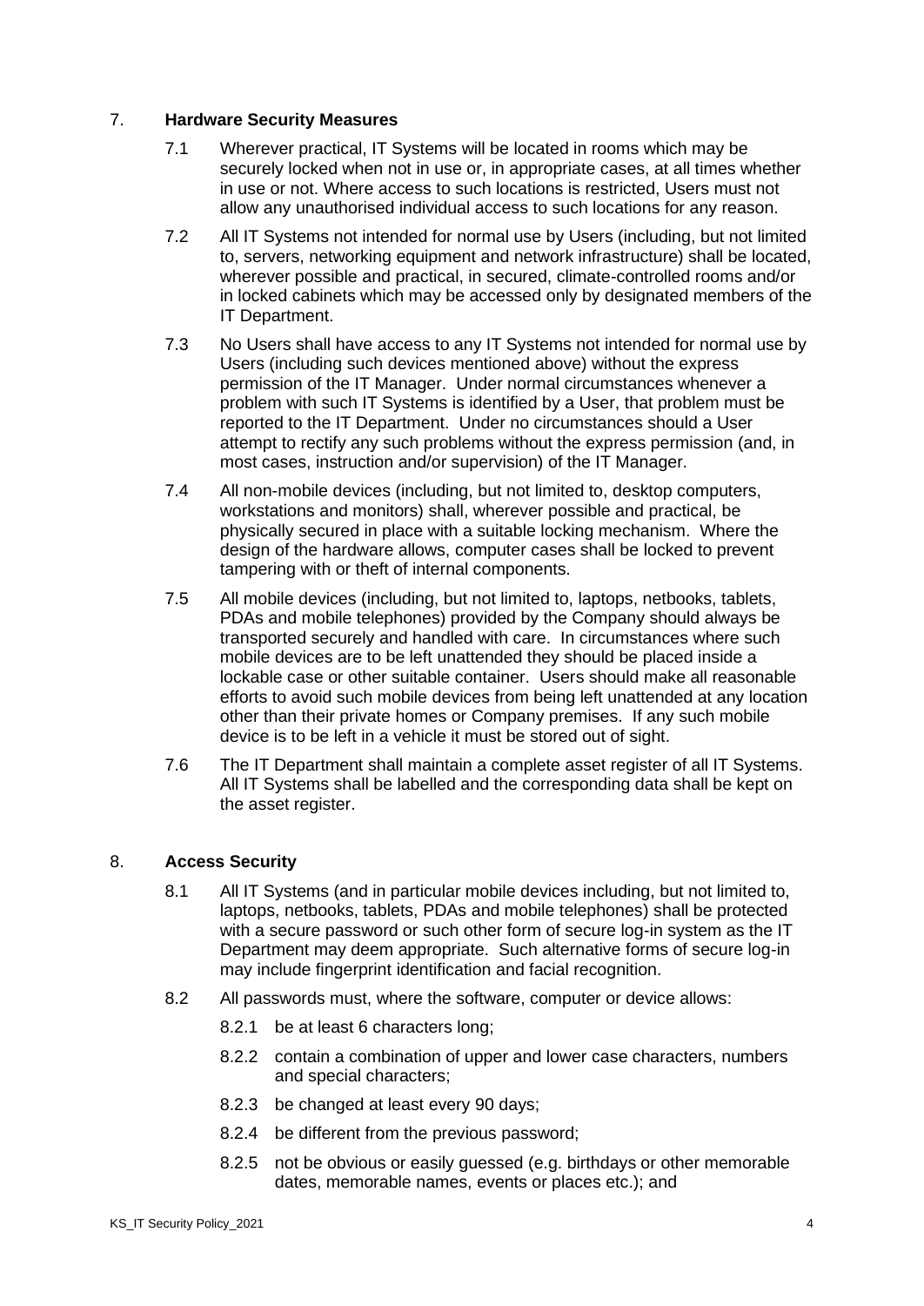## 7. **Hardware Security Measures**

7.1 Wherever practical, IT Systems will be located in rooms which may be securely locked when not in use or, in appropriate cases, at all times whether in use or not. Where access to such locations is restricted, Users must not allow any unauthorised individual access to such locations for any reason.

7.2 All IT Systems not intended for normal use by Users (including, but not limited to, servers, networking equipment and network infrastructure) shall be located, wherever possible and practical, in secured, climate-controlled rooms and/or in locked cabinets which may be accessed only by designated members of the IT Department.

7.3 No Users shall have access to any IT Systems not intended for normal use by Users (including such devices mentioned above) without the express permission of the IT Manager. Under normal circumstances whenever a problem with such IT Systems is identified by a User, that problem must be reported to the IT Department. Under no circumstances should a User attempt to rectify any such problems without the express permission (and, in most cases, instruction and/or supervision) of the IT Manager.

7.4 All non-mobile devices (including, but not limited to, desktop computers, workstations and monitors) shall, wherever possible and practical, be physically secured in place with a suitable locking mechanism. Where the design of the hardware allows, computer cases shall be locked to prevent tampering with or theft of internal components.

7.5 All mobile devices (including, but not limited to, laptops, netbooks, tablets, PDAs and mobile telephones) provided by the Company should always be transported securely and handled with care. In circumstances where such mobile devices are to be left unattended they should be placed inside a lockable case or other suitable container. Users should make all reasonable efforts to avoid such mobile devices from being left unattended at any location other than their private homes or Company premises. If any such mobile device is to be left in a vehicle it must be stored out of sight.

7.6 The IT Department shall maintain a complete asset register of all IT Systems. All IT Systems shall be labelled and the corresponding data shall be kept on the asset register.

## 8. **Access Security**

8.1 All IT Systems (and in particular mobile devices including, but not limited to, laptops, netbooks, tablets, PDAs and mobile telephones) shall be protected with a secure password or such other form of secure log-in system as the IT Department may deem appropriate. Such alternative forms of secure log-in may include fingerprint identification and facial recognition.

8.2 All passwords must, where the software, computer or device allows:

8.2.1 be at least 6 characters long;

8.2.2 contain a combination of upper and lower case characters, numbers and special characters;

8.2.3 be changed at least every 90 days;

8.2.4 be different from the previous password;

8.2.5 not be obvious or easily guessed (e.g. birthdays or other memorable dates, memorable names, events or places etc.); and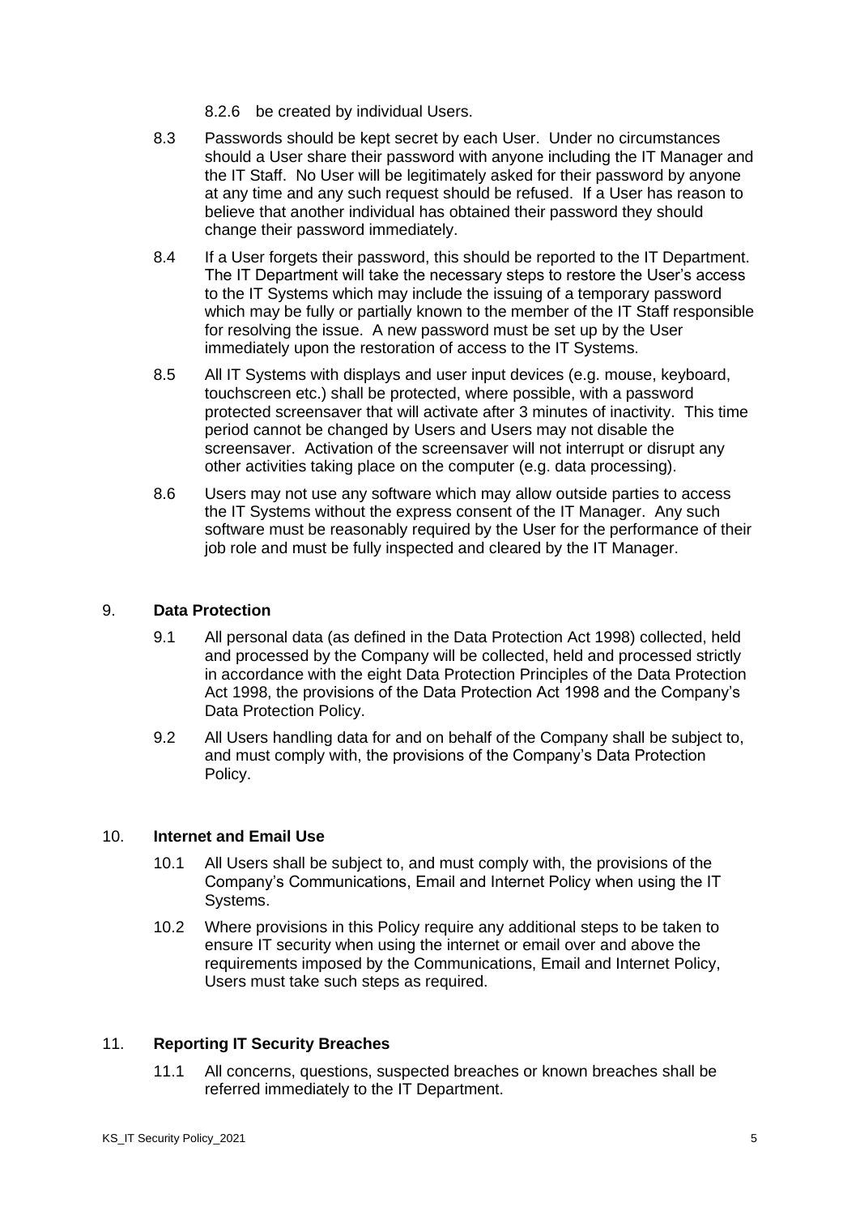8.2.6 be created by individual Users.

8.3 Passwords should be kept secret by each User. Under no circumstances should a User share their password with anyone including the IT Manager and the IT Staff. No User will be legitimately asked for their password by anyone at any time and any such request should be refused. If a User has reason to believe that another individual has obtained their password they should change their password immediately.

8.4 If a User forgets their password, this should be reported to the IT Department. The IT Department will take the necessary steps to restore the User's access to the IT Systems which may include the issuing of a temporary password which may be fully or partially known to the member of the IT Staff responsible for resolving the issue. A new password must be set up by the User immediately upon the restoration of access to the IT Systems.

8.5 All IT Systems with displays and user input devices (e.g. mouse, keyboard, touchscreen etc.) shall be protected, where possible, with a password protected screensaver that will activate after 3 minutes of inactivity. This time period cannot be changed by Users and Users may not disable the screensaver. Activation of the screensaver will not interrupt or disrupt any other activities taking place on the computer (e.g. data processing).

8.6 Users may not use any software which may allow outside parties to access the IT Systems without the express consent of the IT Manager. Any such software must be reasonably required by the User for the performance of their job role and must be fully inspected and cleared by the IT Manager.

## 9. Data Protection

9.1 All personal data (as defined in the Data Protection Act 1998) collected, held and processed by the Company will be collected, held and processed strictly in accordance with the eight Data Protection Principles of the Data Protection Act 1998, the provisions of the Data Protection Act 1998 and the Company's Data Protection Policy.

9.2 All Users handling data for and on behalf of the Company shall be subject to, and must comply with, the provisions of the Company's Data Protection Policy.

## 10. Internet and Email Use

10.1 All Users shall be subject to, and must comply with, the provisions of the Company's Communications, Email and Internet Policy when using the IT Systems.

10.2 Where provisions in this Policy require any additional steps to be taken to ensure IT security when using the internet or email over and above the requirements imposed by the Communications, Email and Internet Policy, Users must take such steps as required.

## 11. Reporting IT Security Breaches

11.1 All concerns, questions, suspected breaches or known breaches shall be referred immediately to the IT Department.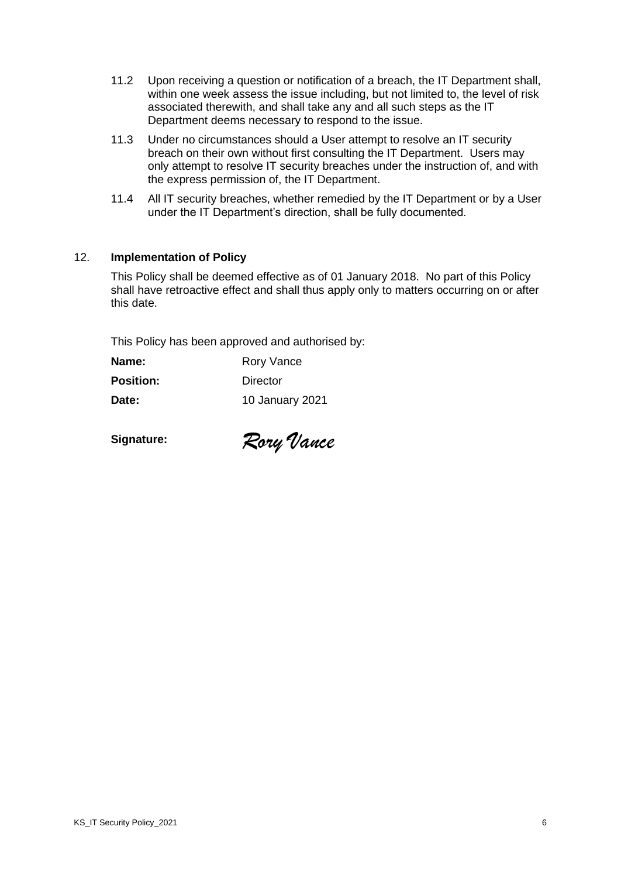11.2 Upon receiving a question or notification of a breach, the IT Department shall, within one week assess the issue including, but not limited to, the level of risk associated therewith, and shall take any and all such steps as the IT Department deems necessary to respond to the issue.

11.3 Under no circumstances should a User attempt to resolve an IT security breach on their own without first consulting the IT Department. Users may only attempt to resolve IT security breaches under the instruction of, and with the express permission of, the IT Department.

11.4 All IT security breaches, whether remedied by the IT Department or by a User under the IT Department's direction, shall be fully documented.

## 12. **Implementation of Policy**

This Policy shall be deemed effective as of 01 January 2018. No part of this Policy shall have retroactive effect and shall thus apply only to matters occurring on or after this date.

This Policy has been approved and authorised by:

**Name:** Rory Vance

**Position:** Director

**Date:** 10 January 2021

**Signature:** *Rory Vance*